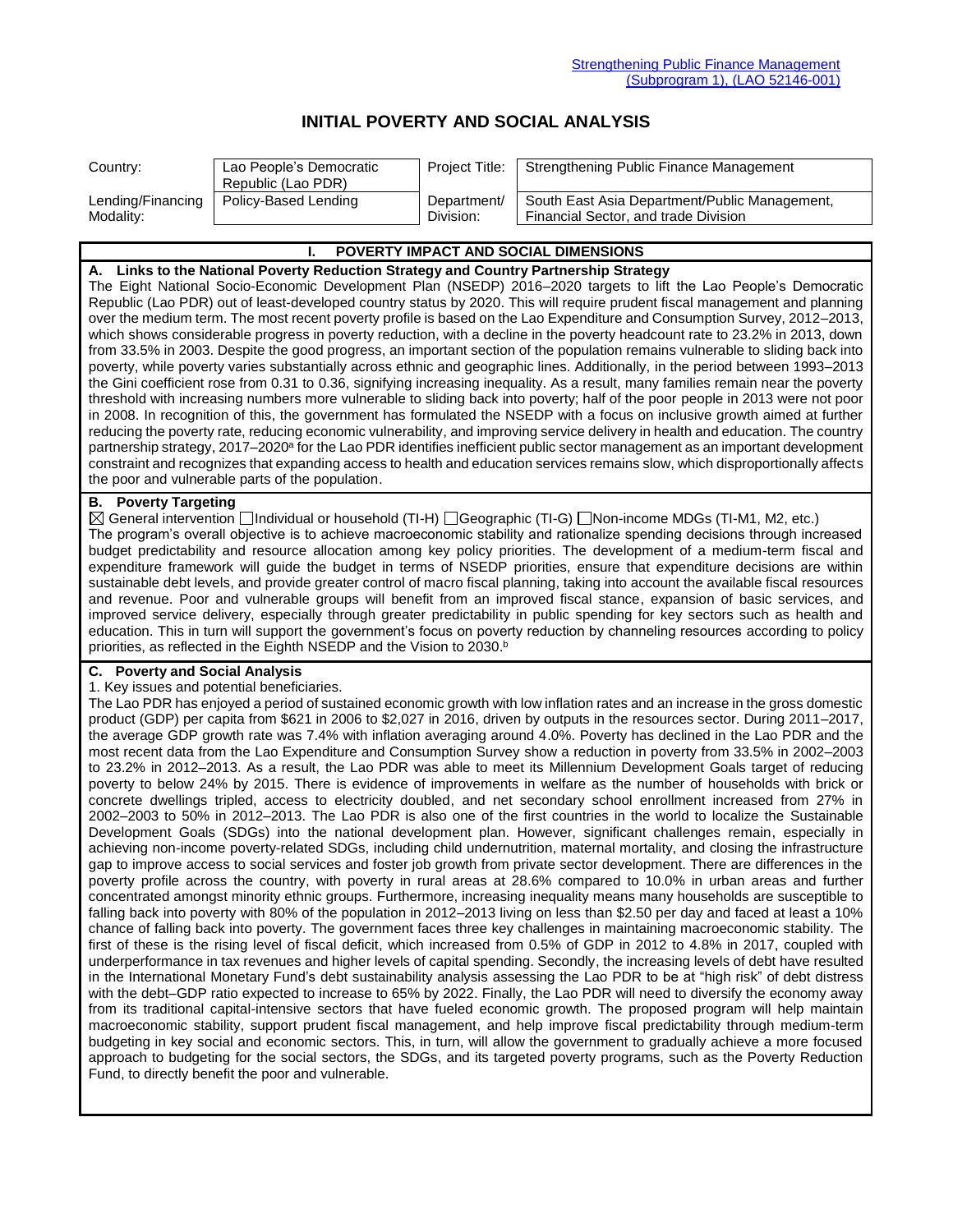Strengthening Public Finance Management (Subprogram 1), (LAO 52146-001)

# INITIAL POVERTY AND SOCIAL ANALYSIS

| Country: | Lao People's Democratic Republic (Lao PDR) | Project Title: | Strengthening Public Finance Management |
|---|---|---|---|
| Lending/Financing Modality: | Policy-Based Lending | Department/ Division: | South East Asia Department/Public Management, Financial Sector, and trade Division |

## I. POVERTY IMPACT AND SOCIAL DIMENSIONS

### A. Links to the National Poverty Reduction Strategy and Country Partnership Strategy

The Eight National Socio-Economic Development Plan (NSEDP) 2016–2020 targets to lift the Lao People's Democratic Republic (Lao PDR) out of least-developed country status by 2020. This will require prudent fiscal management and planning over the medium term. The most recent poverty profile is based on the Lao Expenditure and Consumption Survey, 2012–2013, which shows considerable progress in poverty reduction, with a decline in the poverty headcount rate to 23.2% in 2013, down from 33.5% in 2003. Despite the good progress, an important section of the population remains vulnerable to sliding back into poverty, while poverty varies substantially across ethnic and geographic lines. Additionally, in the period between 1993–2013 the Gini coefficient rose from 0.31 to 0.36, signifying increasing inequality. As a result, many families remain near the poverty threshold with increasing numbers more vulnerable to sliding back into poverty; half of the poor people in 2013 were not poor in 2008. In recognition of this, the government has formulated the NSEDP with a focus on inclusive growth aimed at further reducing the poverty rate, reducing economic vulnerability, and improving service delivery in health and education. The country partnership strategy, 2017–2020[a] for the Lao PDR identifies inefficient public sector management as an important development constraint and recognizes that expanding access to health and education services remains slow, which disproportionally affects the poor and vulnerable parts of the population.

### B. Poverty Targeting

☒ General intervention ☐Individual or household (TI-H) ☐Geographic (TI-G) ☐Non-income MDGs (TI-M1, M2, etc.)

The program's overall objective is to achieve macroeconomic stability and rationalize spending decisions through increased budget predictability and resource allocation among key policy priorities. The development of a medium-term fiscal and expenditure framework will guide the budget in terms of NSEDP priorities, ensure that expenditure decisions are within sustainable debt levels, and provide greater control of macro fiscal planning, taking into account the available fiscal resources and revenue. Poor and vulnerable groups will benefit from an improved fiscal stance, expansion of basic services, and improved service delivery, especially through greater predictability in public spending for key sectors such as health and education. This in turn will support the government's focus on poverty reduction by channeling resources according to policy priorities, as reflected in the Eighth NSEDP and the Vision to 2030.[b]

### C. Poverty and Social Analysis

1. Key issues and potential beneficiaries.

The Lao PDR has enjoyed a period of sustained economic growth with low inflation rates and an increase in the gross domestic product (GDP) per capita from $621 in 2006 to $2,027 in 2016, driven by outputs in the resources sector. During 2011–2017, the average GDP growth rate was 7.4% with inflation averaging around 4.0%. Poverty has declined in the Lao PDR and the most recent data from the Lao Expenditure and Consumption Survey show a reduction in poverty from 33.5% in 2002–2003 to 23.2% in 2012–2013. As a result, the Lao PDR was able to meet its Millennium Development Goals target of reducing poverty to below 24% by 2015. There is evidence of improvements in welfare as the number of households with brick or concrete dwellings tripled, access to electricity doubled, and net secondary school enrollment increased from 27% in 2002–2003 to 50% in 2012–2013. The Lao PDR is also one of the first countries in the world to localize the Sustainable Development Goals (SDGs) into the national development plan. However, significant challenges remain, especially in achieving non-income poverty-related SDGs, including child undernutrition, maternal mortality, and closing the infrastructure gap to improve access to social services and foster job growth from private sector development. There are differences in the poverty profile across the country, with poverty in rural areas at 28.6% compared to 10.0% in urban areas and further concentrated amongst minority ethnic groups. Furthermore, increasing inequality means many households are susceptible to falling back into poverty with 80% of the population in 2012–2013 living on less than $2.50 per day and faced at least a 10% chance of falling back into poverty. The government faces three key challenges in maintaining macroeconomic stability. The first of these is the rising level of fiscal deficit, which increased from 0.5% of GDP in 2012 to 4.8% in 2017, coupled with underperformance in tax revenues and higher levels of capital spending. Secondly, the increasing levels of debt have resulted in the International Monetary Fund's debt sustainability analysis assessing the Lao PDR to be at "high risk" of debt distress with the debt–GDP ratio expected to increase to 65% by 2022. Finally, the Lao PDR will need to diversify the economy away from its traditional capital-intensive sectors that have fueled economic growth. The proposed program will help maintain macroeconomic stability, support prudent fiscal management, and help improve fiscal predictability through medium-term budgeting in key social and economic sectors. This, in turn, will allow the government to gradually achieve a more focused approach to budgeting for the social sectors, the SDGs, and its targeted poverty programs, such as the Poverty Reduction Fund, to directly benefit the poor and vulnerable.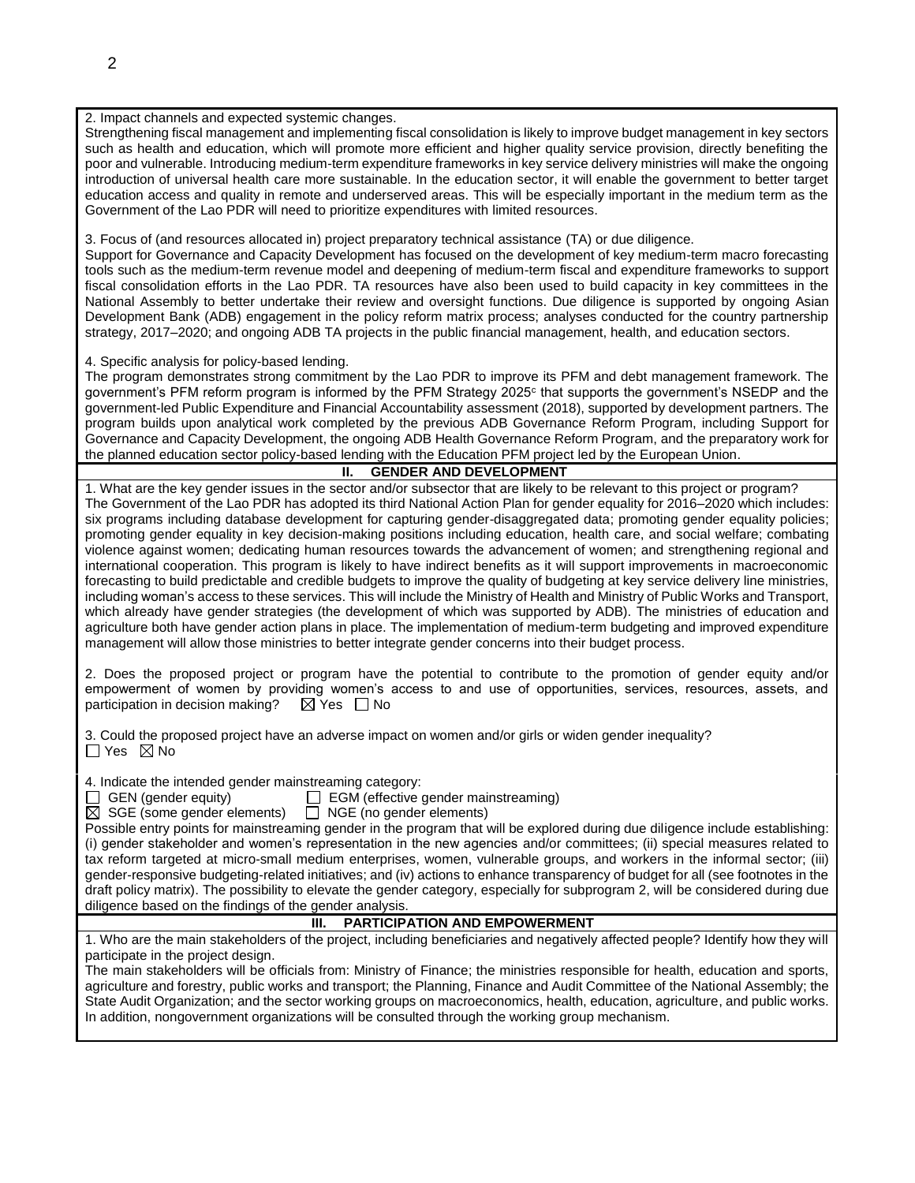2. Impact channels and expected systemic changes.

Strengthening fiscal management and implementing fiscal consolidation is likely to improve budget management in key sectors such as health and education, which will promote more efficient and higher quality service provision, directly benefiting the poor and vulnerable. Introducing medium-term expenditure frameworks in key service delivery ministries will make the ongoing introduction of universal health care more sustainable. In the education sector, it will enable the government to better target education access and quality in remote and underserved areas. This will be especially important in the medium term as the Government of the Lao PDR will need to prioritize expenditures with limited resources.

3. Focus of (and resources allocated in) project preparatory technical assistance (TA) or due diligence.

Support for Governance and Capacity Development has focused on the development of key medium-term macro forecasting tools such as the medium-term revenue model and deepening of medium-term fiscal and expenditure frameworks to support fiscal consolidation efforts in the Lao PDR. TA resources have also been used to build capacity in key committees in the National Assembly to better undertake their review and oversight functions. Due diligence is supported by ongoing Asian Development Bank (ADB) engagement in the policy reform matrix process; analyses conducted for the country partnership strategy, 2017–2020; and ongoing ADB TA projects in the public financial management, health, and education sectors.

4. Specific analysis for policy-based lending.

The program demonstrates strong commitment by the Lao PDR to improve its PFM and debt management framework. The government's PFM reform program is informed by the PFM Strategy 2025[c] that supports the government's NSEDP and the government-led Public Expenditure and Financial Accountability assessment (2018), supported by development partners. The program builds upon analytical work completed by the previous ADB Governance Reform Program, including Support for Governance and Capacity Development, the ongoing ADB Health Governance Reform Program, and the preparatory work for the planned education sector policy-based lending with the Education PFM project led by the European Union.

## II. GENDER AND DEVELOPMENT

1. What are the key gender issues in the sector and/or subsector that are likely to be relevant to this project or program?

The Government of the Lao PDR has adopted its third National Action Plan for gender equality for 2016–2020 which includes: six programs including database development for capturing gender-disaggregated data; promoting gender equality policies; promoting gender equality in key decision-making positions including education, health care, and social welfare; combating violence against women; dedicating human resources towards the advancement of women; and strengthening regional and international cooperation. This program is likely to have indirect benefits as it will support improvements in macroeconomic forecasting to build predictable and credible budgets to improve the quality of budgeting at key service delivery line ministries, including woman's access to these services. This will include the Ministry of Health and Ministry of Public Works and Transport, which already have gender strategies (the development of which was supported by ADB). The ministries of education and agriculture both have gender action plans in place. The implementation of medium-term budgeting and improved expenditure management will allow those ministries to better integrate gender concerns into their budget process.

2. Does the proposed project or program have the potential to contribute to the promotion of gender equity and/or empowerment of women by providing women's access to and use of opportunities, services, resources, assets, and participation in decision making? ☒ Yes ☐ No

3. Could the proposed project have an adverse impact on women and/or girls or widen gender inequality?
☐ Yes ☒ No

4. Indicate the intended gender mainstreaming category:
☐ GEN (gender equity) ☐ EGM (effective gender mainstreaming)
☒ SGE (some gender elements) ☐ NGE (no gender elements)

Possible entry points for mainstreaming gender in the program that will be explored during due diligence include establishing: (i) gender stakeholder and women's representation in the new agencies and/or committees; (ii) special measures related to tax reform targeted at micro-small medium enterprises, women, vulnerable groups, and workers in the informal sector; (iii) gender-responsive budgeting-related initiatives; and (iv) actions to enhance transparency of budget for all (see footnotes in the draft policy matrix). The possibility to elevate the gender category, especially for subprogram 2, will be considered during due diligence based on the findings of the gender analysis.

## III. PARTICIPATION AND EMPOWERMENT

1. Who are the main stakeholders of the project, including beneficiaries and negatively affected people? Identify how they will participate in the project design.

The main stakeholders will be officials from: Ministry of Finance; the ministries responsible for health, education and sports, agriculture and forestry, public works and transport; the Planning, Finance and Audit Committee of the National Assembly; the State Audit Organization; and the sector working groups on macroeconomics, health, education, agriculture, and public works. In addition, nongovernment organizations will be consulted through the working group mechanism.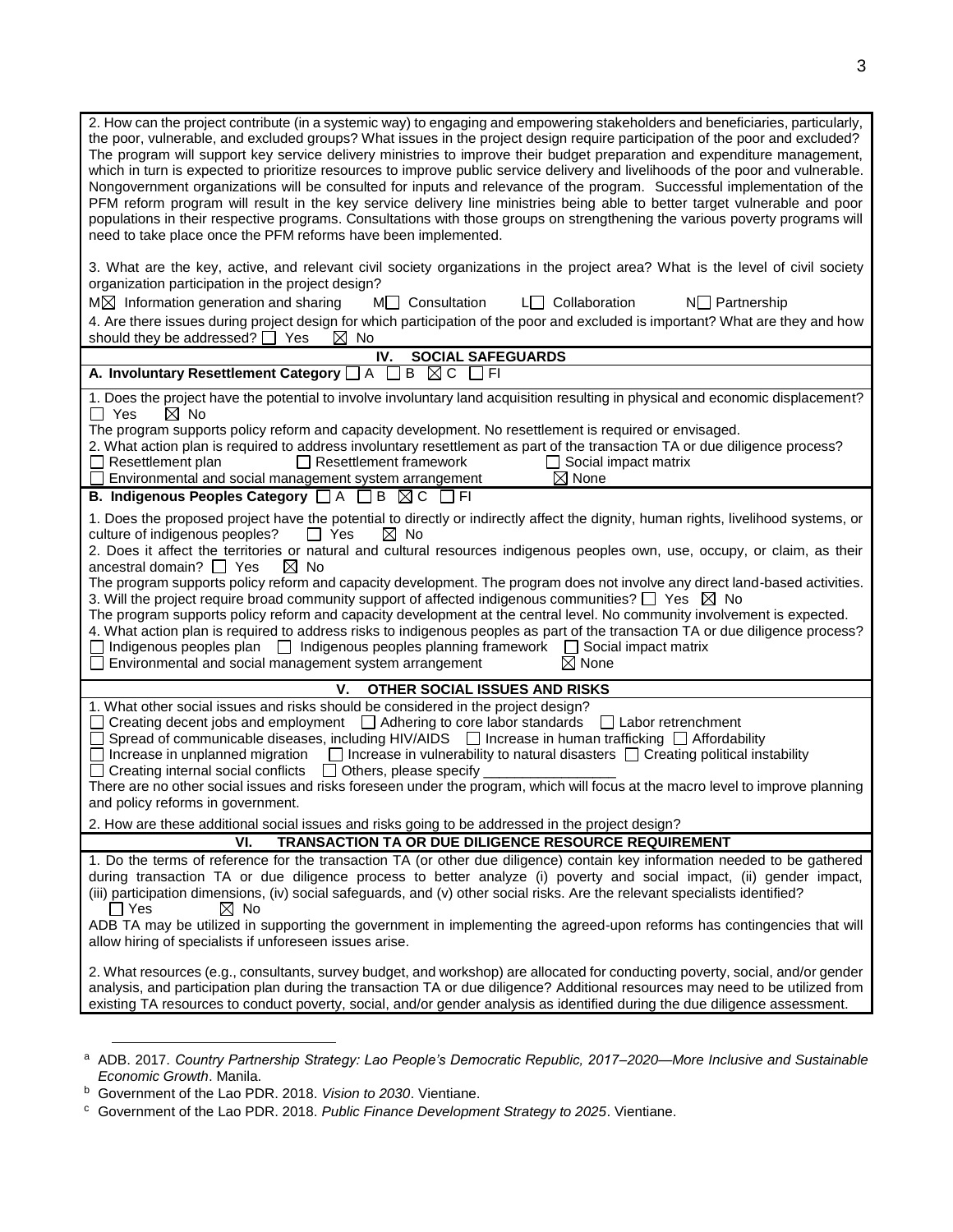2. How can the project contribute (in a systemic way) to engaging and empowering stakeholders and beneficiaries, particularly, the poor, vulnerable, and excluded groups? What issues in the project design require participation of the poor and excluded?
The program will support key service delivery ministries to improve their budget preparation and expenditure management, which in turn is expected to prioritize resources to improve public service delivery and livelihoods of the poor and vulnerable. Nongovernment organizations will be consulted for inputs and relevance of the program. Successful implementation of the PFM reform program will result in the key service delivery line ministries being able to better target vulnerable and poor populations in their respective programs. Consultations with those groups on strengthening the various poverty programs will need to take place once the PFM reforms have been implemented.

3. What are the key, active, and relevant civil society organizations in the project area? What is the level of civil society organization participation in the project design?
M☒ Information generation and sharing  M☐ Consultation  L☐ Collaboration  N☐ Partnership

4. Are there issues during project design for which participation of the poor and excluded is important? What are they and how should they be addressed? ☐ Yes ☒ No

## IV. SOCIAL SAFEGUARDS

**A. Involuntary Resettlement Category** ☐ A ☐ B ☒ C ☐ FI

1. Does the project have the potential to involve involuntary land acquisition resulting in physical and economic displacement?
☐ Yes ☒ No
The program supports policy reform and capacity development. No resettlement is required or envisaged.
2. What action plan is required to address involuntary resettlement as part of the transaction TA or due diligence process?
☐ Resettlement plan  ☐ Resettlement framework  ☐ Social impact matrix
☐ Environmental and social management system arrangement  ☒ None

**B. Indigenous Peoples Category** ☐ A ☐ B ☒ C ☐ FI

1. Does the proposed project have the potential to directly or indirectly affect the dignity, human rights, livelihood systems, or culture of indigenous peoples? ☐ Yes ☒ No
2. Does it affect the territories or natural and cultural resources indigenous peoples own, use, occupy, or claim, as their ancestral domain? ☐ Yes ☒ No
The program supports policy reform and capacity development. The program does not involve any direct land-based activities.
3. Will the project require broad community support of affected indigenous communities? ☐ Yes ☒ No
The program supports policy reform and capacity development at the central level. No community involvement is expected.
4. What action plan is required to address risks to indigenous peoples as part of the transaction TA or due diligence process?
☐ Indigenous peoples plan ☐ Indigenous peoples planning framework ☐ Social impact matrix
☐ Environmental and social management system arrangement  ☒ None

## V. OTHER SOCIAL ISSUES AND RISKS

1. What other social issues and risks should be considered in the project design?
☐ Creating decent jobs and employment ☐ Adhering to core labor standards ☐ Labor retrenchment
☐ Spread of communicable diseases, including HIV/AIDS ☐ Increase in human trafficking ☐ Affordability
☐ Increase in unplanned migration ☐ Increase in vulnerability to natural disasters ☐ Creating political instability
☐ Creating internal social conflicts ☐ Others, please specify ________________
There are no other social issues and risks foreseen under the program, which will focus at the macro level to improve planning and policy reforms in government.

2. How are these additional social issues and risks going to be addressed in the project design?

## VI. TRANSACTION TA OR DUE DILIGENCE RESOURCE REQUIREMENT

1. Do the terms of reference for the transaction TA (or other due diligence) contain key information needed to be gathered during transaction TA or due diligence process to better analyze (i) poverty and social impact, (ii) gender impact, (iii) participation dimensions, (iv) social safeguards, and (v) other social risks. Are the relevant specialists identified?
☐ Yes ☒ No
ADB TA may be utilized in supporting the government in implementing the agreed-upon reforms has contingencies that will allow hiring of specialists if unforeseen issues arise.

2. What resources (e.g., consultants, survey budget, and workshop) are allocated for conducting poverty, social, and/or gender analysis, and participation plan during the transaction TA or due diligence? Additional resources may need to be utilized from existing TA resources to conduct poverty, social, and/or gender analysis as identified during the due diligence assessment.

---

[a] ADB. 2017. *Country Partnership Strategy: Lao People's Democratic Republic, 2017–2020—More Inclusive and Sustainable Economic Growth*. Manila.
[b] Government of the Lao PDR. 2018. *Vision to 2030*. Vientiane.
[c] Government of the Lao PDR. 2018. *Public Finance Development Strategy to 2025*. Vientiane.